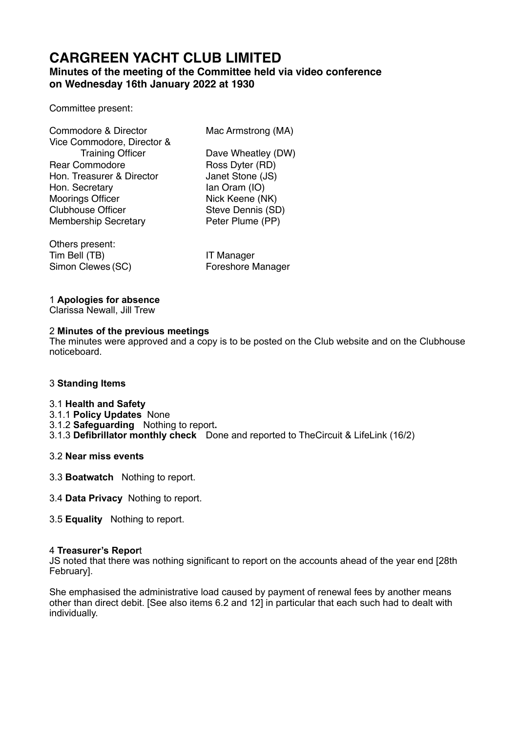# CARGREEN YACHT CLUB LIMITED

## Minutes of the meeting of the Committee held via video conference on Wednesday 16th January 2022 at 1930

Committee present:

| | |
|---|---|
| Commodore & Director | Mac Armstrong (MA) |
| Vice Commodore, Director & Training Officer | Dave Wheatley (DW) |
| Rear Commodore | Ross Dyter (RD) |
| Hon. Treasurer & Director | Janet Stone (JS) |
| Hon. Secretary | Ian Oram (IO) |
| Moorings Officer | Nick Keene (NK) |
| Clubhouse Officer | Steve Dennis (SD) |
| Membership Secretary | Peter Plume (PP) |

Others present:

| | |
|---|---|
| Tim Bell (TB) | IT Manager |
| Simon Clewes (SC) | Foreshore Manager |

1 **Apologies for absence**
Clarissa Newall, Jill Trew

2 **Minutes of the previous meetings**
The minutes were approved and a copy is to be posted on the Club website and on the Clubhouse noticeboard.

3 **Standing Items**

3.1 **Health and Safety**
3.1.1 **Policy Updates** None
3.1.2 **Safeguarding** Nothing to report**.**
3.1.3 **Defibrillator monthly check** Done and reported to TheCircuit & LifeLink (16/2)

3.2 **Near miss events**

3.3 **Boatwatch** Nothing to report.

3.4 **Data Privacy** Nothing to report.

3.5 **Equality** Nothing to report.

4 **Treasurer's Report**
JS noted that there was nothing significant to report on the accounts ahead of the year end [28th February].

She emphasised the administrative load caused by payment of renewal fees by another means other than direct debit. [See also items 6.2 and 12] in particular that each such had to dealt with individually.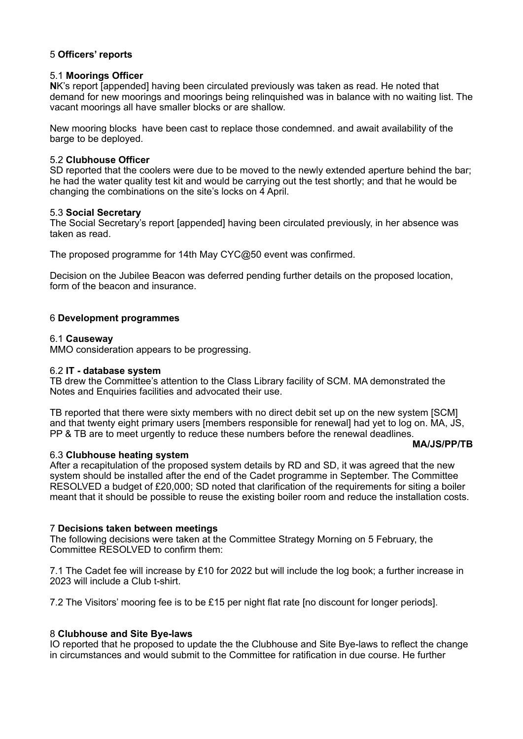## 5 **Officers' reports**

### 5.1 **Moorings Officer**

**N**K's report [appended] having been circulated previously was taken as read. He noted that demand for new moorings and moorings being relinquished was in balance with no waiting list. The vacant moorings all have smaller blocks or are shallow.

New mooring blocks  have been cast to replace those condemned. and await availability of the barge to be deployed.

### 5.2 **Clubhouse Officer**

SD reported that the coolers were due to be moved to the newly extended aperture behind the bar; he had the water quality test kit and would be carrying out the test shortly; and that he would be changing the combinations on the site's locks on 4 April.

### 5.3 **Social Secretary**

The Social Secretary's report [appended] having been circulated previously, in her absence was taken as read.

The proposed programme for 14th May CYC@50 event was confirmed.

Decision on the Jubilee Beacon was deferred pending further details on the proposed location, form of the beacon and insurance.

## 6 **Development programmes**

### 6.1 **Causeway**

MMO consideration appears to be progressing.

### 6.2 **IT - database system**

TB drew the Committee's attention to the Class Library facility of SCM. MA demonstrated the Notes and Enquiries facilities and advocated their use.

TB reported that there were sixty members with no direct debit set up on the new system [SCM] and that twenty eight primary users [members responsible for renewal] had yet to log on. MA, JS, PP & TB are to meet urgently to reduce these numbers before the renewal deadlines.

**MA/JS/PP/TB**

### 6.3 **Clubhouse heating system**

After a recapitulation of the proposed system details by RD and SD, it was agreed that the new system should be installed after the end of the Cadet programme in September. The Committee RESOLVED a budget of £20,000; SD noted that clarification of the requirements for siting a boiler meant that it should be possible to reuse the existing boiler room and reduce the installation costs.

## 7 **Decisions taken between meetings**

The following decisions were taken at the Committee Strategy Morning on 5 February, the Committee RESOLVED to confirm them:

7.1 The Cadet fee will increase by £10 for 2022 but will include the log book; a further increase in 2023 will include a Club t-shirt.

7.2 The Visitors' mooring fee is to be £15 per night flat rate [no discount for longer periods].

## 8 **Clubhouse and Site Bye-laws**

IO reported that he proposed to update the the Clubhouse and Site Bye-laws to reflect the change in circumstances and would submit to the Committee for ratification in due course. He further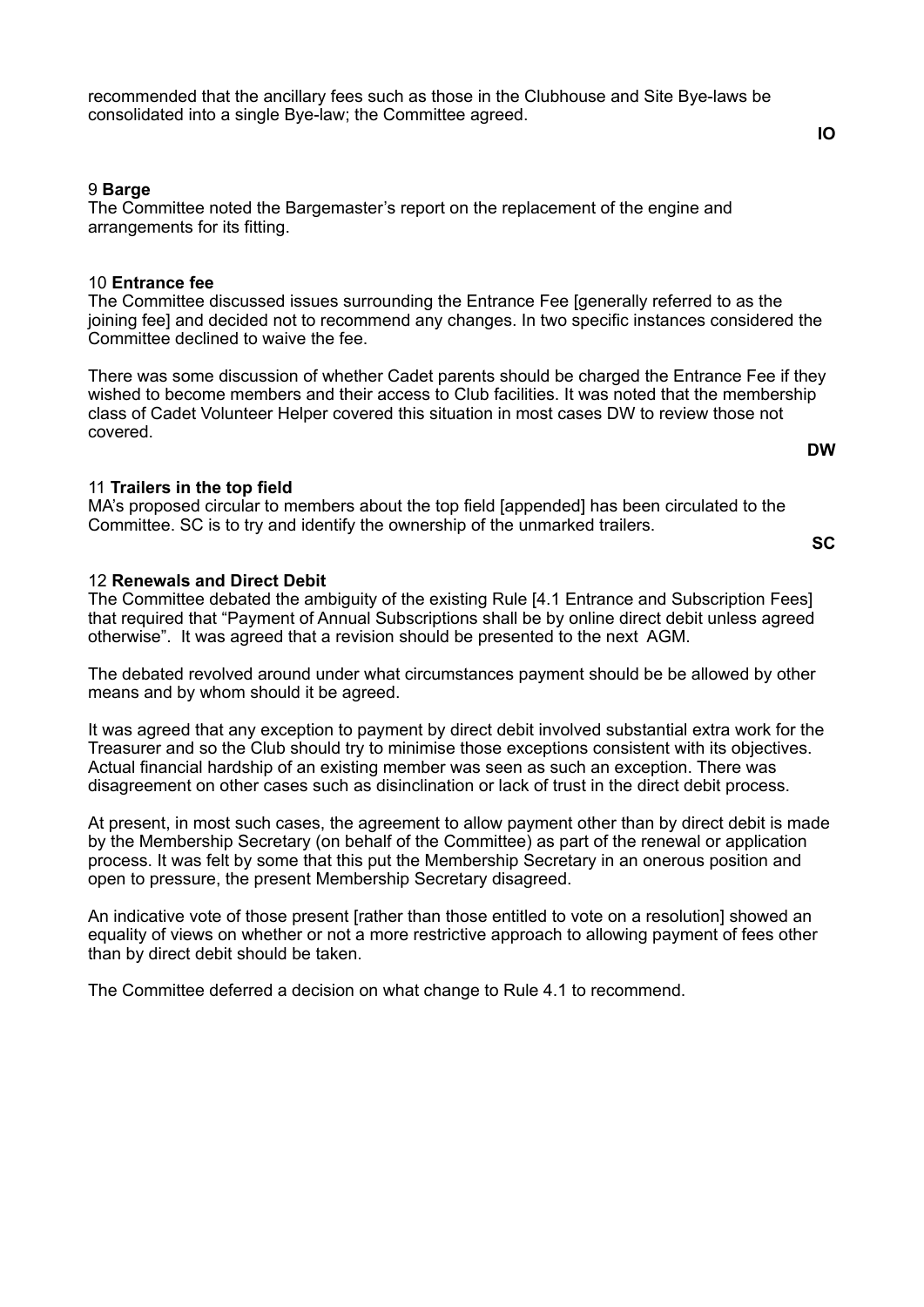recommended that the ancillary fees such as those in the Clubhouse and Site Bye-laws be consolidated into a single Bye-law; the Committee agreed.

**IO**

9 **Barge**

The Committee noted the Bargemaster's report on the replacement of the engine and arrangements for its fitting.

10 **Entrance fee**

The Committee discussed issues surrounding the Entrance Fee [generally referred to as the joining fee] and decided not to recommend any changes. In two specific instances considered the Committee declined to waive the fee.

There was some discussion of whether Cadet parents should be charged the Entrance Fee if they wished to become members and their access to Club facilities. It was noted that the membership class of Cadet Volunteer Helper covered this situation in most cases DW to review those not covered.

**DW**

11 **Trailers in the top field**

MA's proposed circular to members about the top field [appended] has been circulated to the Committee. SC is to try and identify the ownership of the unmarked trailers.

**SC**

12 **Renewals and Direct Debit**

The Committee debated the ambiguity of the existing Rule [4.1 Entrance and Subscription Fees] that required that "Payment of Annual Subscriptions shall be by online direct debit unless agreed otherwise". It was agreed that a revision should be presented to the next AGM.

The debated revolved around under what circumstances payment should be be allowed by other means and by whom should it be agreed.

It was agreed that any exception to payment by direct debit involved substantial extra work for the Treasurer and so the Club should try to minimise those exceptions consistent with its objectives. Actual financial hardship of an existing member was seen as such an exception. There was disagreement on other cases such as disinclination or lack of trust in the direct debit process.

At present, in most such cases, the agreement to allow payment other than by direct debit is made by the Membership Secretary (on behalf of the Committee) as part of the renewal or application process. It was felt by some that this put the Membership Secretary in an onerous position and open to pressure, the present Membership Secretary disagreed.

An indicative vote of those present [rather than those entitled to vote on a resolution] showed an equality of views on whether or not a more restrictive approach to allowing payment of fees other than by direct debit should be taken.

The Committee deferred a decision on what change to Rule 4.1 to recommend.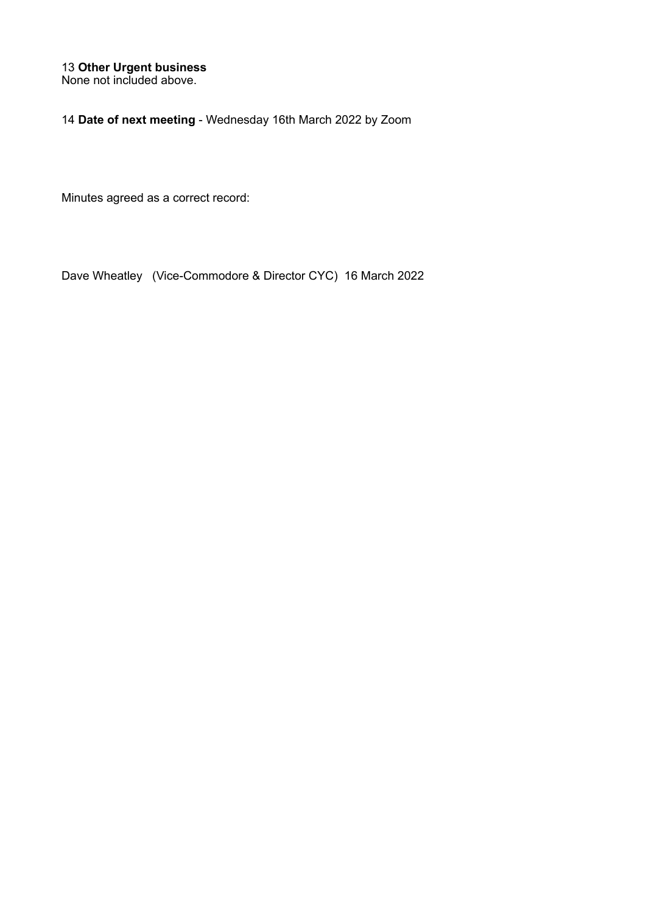13 **Other Urgent business**
None not included above.

14 **Date of next meeting** - Wednesday 16th March 2022 by Zoom

Minutes agreed as a correct record:

Dave Wheatley (Vice-Commodore & Director CYC) 16 March 2022